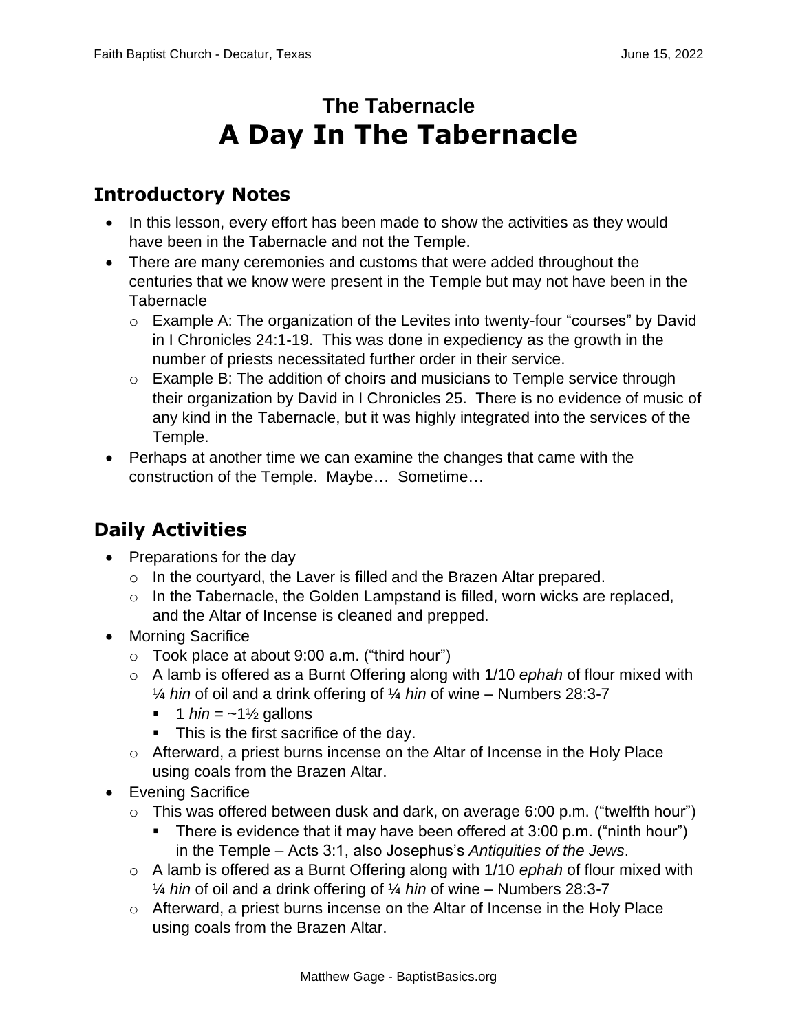# The Tabernacle
# A Day In The Tabernacle

## Introductory Notes

- In this lesson, every effort has been made to show the activities as they would have been in the Tabernacle and not the Temple.
- There are many ceremonies and customs that were added throughout the centuries that we know were present in the Temple but may not have been in the Tabernacle
  - Example A: The organization of the Levites into twenty-four "courses" by David in I Chronicles 24:1-19. This was done in expediency as the growth in the number of priests necessitated further order in their service.
  - Example B: The addition of choirs and musicians to Temple service through their organization by David in I Chronicles 25. There is no evidence of music of any kind in the Tabernacle, but it was highly integrated into the services of the Temple.
- Perhaps at another time we can examine the changes that came with the construction of the Temple. Maybe… Sometime…

## Daily Activities

- Preparations for the day
  - In the courtyard, the Laver is filled and the Brazen Altar prepared.
  - In the Tabernacle, the Golden Lampstand is filled, worn wicks are replaced, and the Altar of Incense is cleaned and prepped.
- Morning Sacrifice
  - Took place at about 9:00 a.m. ("third hour")
  - A lamb is offered as a Burnt Offering along with 1/10 *ephah* of flour mixed with ¼ *hin* of oil and a drink offering of ¼ *hin* of wine – Numbers 28:3-7
    - 1 *hin* = ~1½ gallons
    - This is the first sacrifice of the day.
  - Afterward, a priest burns incense on the Altar of Incense in the Holy Place using coals from the Brazen Altar.
- Evening Sacrifice
  - This was offered between dusk and dark, on average 6:00 p.m. ("twelfth hour")
    - There is evidence that it may have been offered at 3:00 p.m. ("ninth hour") in the Temple – Acts 3:1, also Josephus's *Antiquities of the Jews*.
  - A lamb is offered as a Burnt Offering along with 1/10 *ephah* of flour mixed with ¼ *hin* of oil and a drink offering of ¼ *hin* of wine – Numbers 28:3-7
  - Afterward, a priest burns incense on the Altar of Incense in the Holy Place using coals from the Brazen Altar.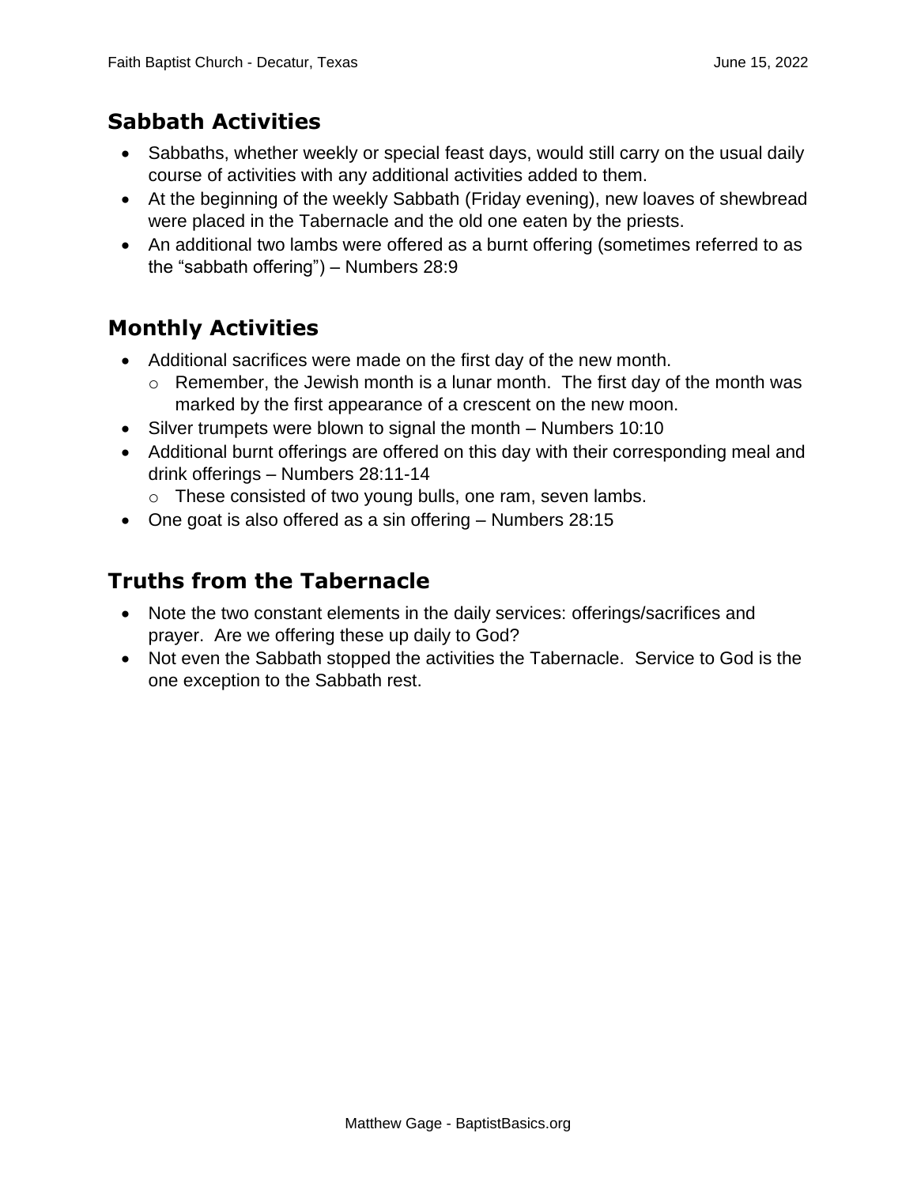## Sabbath Activities

- Sabbaths, whether weekly or special feast days, would still carry on the usual daily course of activities with any additional activities added to them.
- At the beginning of the weekly Sabbath (Friday evening), new loaves of shewbread were placed in the Tabernacle and the old one eaten by the priests.
- An additional two lambs were offered as a burnt offering (sometimes referred to as the "sabbath offering") – Numbers 28:9

## Monthly Activities

- Additional sacrifices were made on the first day of the new month.
  - Remember, the Jewish month is a lunar month. The first day of the month was marked by the first appearance of a crescent on the new moon.
- Silver trumpets were blown to signal the month – Numbers 10:10
- Additional burnt offerings are offered on this day with their corresponding meal and drink offerings – Numbers 28:11-14
  - These consisted of two young bulls, one ram, seven lambs.
- One goat is also offered as a sin offering – Numbers 28:15

## Truths from the Tabernacle

- Note the two constant elements in the daily services: offerings/sacrifices and prayer. Are we offering these up daily to God?
- Not even the Sabbath stopped the activities the Tabernacle. Service to God is the one exception to the Sabbath rest.